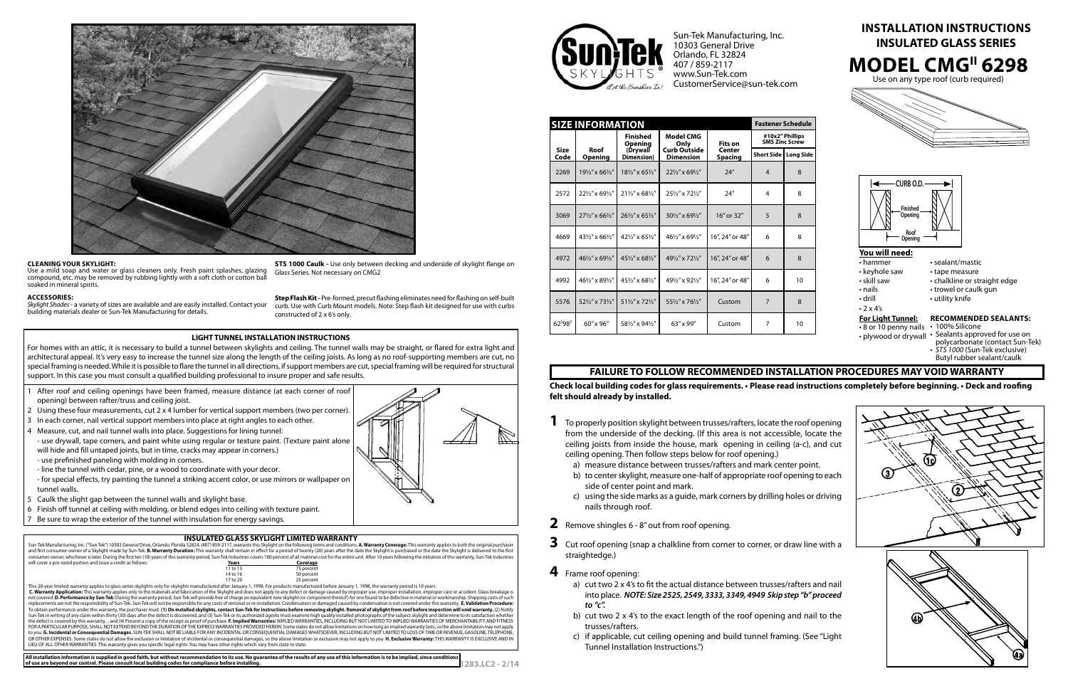# INSTALLATION INSTRUCTIONS
## INSULATED GLASS SERIES
# MODEL CMG II 6298
Use on any type roof (curb required)

Sun-Tek Manufacturing, Inc.
10303 General Drive
Orlando, FL 32824
407 / 859-2117
www.Sun-Tek.com
CustomerService@sun-tek.com

| SIZE INFORMATION | | | | | Fastener Schedule | |
|---|---|---|---|---|---|---|
| | | | | | #10x2" Phillips SMS Zinc Screw | |
| Size Code | Roof Opening | Finished Opening (Drywall Dimension) | Model CMG Only Curb Outside Dimension | Fits on Center Spacing | Short Side | Long Side |
| 2269 | 19½" x 66½" | 18½" x 65½" | 22½" x 69½" | 24" | 4 | 8 |
| 2572 | 22½" x 69½" | 21½" x 68½" | 25½" x 72½" | 24" | 4 | 8 |
| 3069 | 27½" x 66½" | 26½" x 65½" | 30½" x 69½" | 16" or 32" | 5 | 8 |
| 4669 | 43½" x 66½" | 42½" x 65½" | 46½" x 69½" | 16", 24" or 48" | 6 | 8 |
| 4972 | 46½" x 69½" | 45½" x 68½" | 49½" x 72½" | 16", 24" or 48" | 6 | 8 |
| 4992 | 46½" x 89½" | 45½" x 68½" | 49½" x 92½" | 16", 24" or 48" | 6 | 10 |
| 5576 | 52½" x 73½" | 51½" x 72½" | 55½" x 76½" | Custom | 7 | 8 |
| 62⁵98⁵ | 60" x 96" | 58½" x 94½" | 63" x 99" | Custom | 7 | 10 |

CURB O.D. / Finished Opening / Roof Opening

### You will need:
- hammer
- keyhole saw
- skill saw
- nails
- drill
- 2 x 4's
- sealant/mastic
- tape measure
- chalkline or straight edge
- trowel or caulk gun
- utility knife

**For Light Tunnel:**
- 8 or 10 penny nails
- plywood or drywall

**RECOMMENDED SEALANTS:**
- 100% Silicone
- Sealants approved for use on polycarbonate (contact Sun-Tek)
- *STS 1000* (Sun-Tek exclusive) Butyl rubber sealant/caulk

## FAILURE TO FOLLOW RECOMMENDED INSTALLATION PROCEDURES MAY VOID WARRANTY

**Check local building codes for glass requirements. • Please read instructions completely before beginning. • Deck and roofing felt should already by installed.**

**1** To properly position skylight between trusses/rafters, locate the roof opening from the underside of the decking. (If this area is not accessible, locate the ceiling joists from inside the house, mark opening in ceiling (a-c), and cut ceiling opening. Then follow steps below for roof opening.)
   a) measure distance between trusses/rafters and mark center point.
   b) to center skylight, measure one-half of appropriate roof opening to each side of center point and mark.
   c) using the side marks as a guide, mark corners by drilling holes or driving nails through roof.

**2** Remove shingles 6 - 8" out from roof opening.

**3** Cut roof opening (snap a chalkline from corner to corner, or draw line with a straightedge.)

**4** Frame roof opening:
   a) cut two 2 x 4's to fit the actual distance between trusses/rafters and nail into place. ***NOTE: Size 2525, 2549, 3333, 3349, 4949 Skip step "b" proceed to "c".***
   b) cut two 2 x 4's to the exact length of the roof opening and nail to the trusses/rafters.
   c) if applicable, cut ceiling opening and build tunnel framing. (See "Light Tunnel Installation Instructions.")

### CLEANING YOUR SKYLIGHT:
Use a mild soap and water or glass cleaners only. Fresh paint splashes, glazing compound, etc. may be removed by rubbing lightly with a soft cloth or cotton ball soaked in mineral spirits.

### ACCESSORIES:
*Skylight Shades* - a variety of sizes are available and are easily installed. Contact your building materials dealer or Sun-Tek Manufacturing for details.

**STS 1000 Caulk -** Use only between decking and underside of skylight flange on Glass Series. Not necessary on CMG2

**Step Flash Kit -** Pre-formed, precut flashing eliminates need for flashing on self-built curb. Use with Curb Mount models. Note: Step flash kit designed for use with curbs constructed of 2 x 6's only.

## LIGHT TUNNEL INSTALLATION INSTRUCTIONS

For homes with an attic, it is necessary to build a tunnel between skylights and ceiling. The tunnel walls may be straight, or flared for extra light and architectural appeal. It's very easy to increase the tunnel size along the length of the ceiling joists. As long as no roof-supporting members are cut, no special framing is needed. While it is possible to flare the tunnel in all directions, if support members are cut, special framing will be required for structural support. In this case you must consult a qualified building professional to insure proper and safe results.

1. After roof and ceiling openings have been framed, measure distance (at each corner of roof opening) between rafter/truss and ceiling joist.
2. Using these four measurements, cut 2 x 4 lumber for vertical support members (two per corner).
3. In each corner, nail vertical support members into place at right angles to each other.
4. Measure, cut, and nail tunnel walls into place. Suggestions for lining tunnel:
   - use drywall, tape corners, and paint white using regular or texture paint. (Texture paint alone will hide and fill untaped joints, but in time, cracks may appear in corners.)
   - use prefinished paneling with molding in corners.
   - line the tunnel with cedar, pine, or a wood to coordinate with your decor.
   - for special effects, try painting the tunnel a striking accent color, or use mirrors or wallpaper on tunnel walls.
5. Caulk the slight gap between the tunnel walls and skylight base.
6. Finish off tunnel at ceiling with molding, or blend edges into ceiling with texture paint.
7. Be sure to wrap the exterior of the tunnel with insulation for energy savings.

## INSULATED GLASS SKYLIGHT LIMITED WARRANTY

Sun-Tek Manufacturing, Inc. ("Sun Tek") 10303 General Drive, Orlando, Florida 32824, (407) 859-2117, warrants this Skylight on the following terms and conditions: **A. Warranty Coverage:** This warranty applies to both the original purchaser and first consumer-owner of a Skylight made by Sun-Tek. **B. Warranty Duration:** This warranty shall remain in effect for a period of twenty (20) years after the date the Skylight is purchased or the date the Skylight is delivered to the first consumer-owner, whichever is later. During the first ten (10) years of this warranty period, Sun-Tek Industries covers 100 percent of all material cost for the entire unit. After 10 years following the initiation of this warranty, Sun-Tek Industries will cover a pro-rated portion and issue a credit as follows:

| Years | Coverage |
|---|---|
| 11 to 13 | 75 percent |
| 14 to 16 | 50 percent |
| 17 to 20 | 25 percent |

This 20-year limited warranty applies to glass series skylights only for skylights manufactured after January 1, 1998. For products manufactured before January 1, 1998, the warranty period is 10 years.
**C. Warranty Application:** This warranty applies only to the materials and fabrication of the Skylight and does not apply to any defect or damage caused by improper use, improper installation, improper care or accident. Glass breakage is not covered. **D. Performance by Sun-Tek:** During the warranty period, Sun-Tek will provide free of charge an equivalent new skylight (or component thereof) for one found to be defective in material or workmanship. Shipping costs of such replacements are not the responsibility of Sun-Tek. Sun-Tek will not be responsible for any costs of removal or re-installation. Condensation or damaged caused by condensation is not covered under this warranty. **E. Validation Procedure:** To obtain performance under this warranty, the purchaser must: **(1) On installed skylights, contact Sun-Tek for instructions before removing skylight. Removal of skylight from roof before inspection will void warranty.** (2) Notify Sun-Tek in writing of any claim within thirty (30) days after the defect is discovered, and (3) Sun-Tek or its authorized agents must examine high quality installed photographs of the subject skylight and determine to its satisfaction whether the defect is covered by this warranty, , and (4) Present a copy of the receipt as proof of purchase. **F. Implied Warranties:** IMPLIED WARRANTIES, INCLUDING BUT NOT LIMITED TO IMPLIED WARRANTIES OF MERCHANTABILITY AND FITNESS FOR A PARTICULAR PURPOSE, SHALL NOT EXTEND BEYOND THE DURATION OF THE EXPRESS WARRANTIES PROVIDED HEREIN. Some states do not allow limitations on how long an implied warranty lasts, so the above limitation may not apply to you. **G. Incidental or Consequential Damages.** SUN-TEK SHALL NOT BE LIABLE FOR ANY INCIDENTAL OR CONSEQUENTIAL DAMAGES WHATSOEVER, INCLUDING BUT NOT LIMITED TO LOSS OF TIME OR REVENUE, GASOLINE, TELEPHONE, OR OTHER EXPENSES. Some states do not allow the exclusion or limitation of incidental or consequential damages, so the above limitation or exclusion may not apply to you. **H. Exclusive Warranty:** THIS WARRANTY IS EXCLUSIVE AND IN LIEU OF ALL OTHER WARRANTIES. This warranty gives you specific legal rights. You may have other rights which vary from state to state.

**All installation information is supplied in good faith, but without recommendation to its use. No guarantee of the results of any use of this information is to be implied, since conditions of use are beyond our control. Please consult local building codes for compliance before installing.**

1283.LC2 - 2/14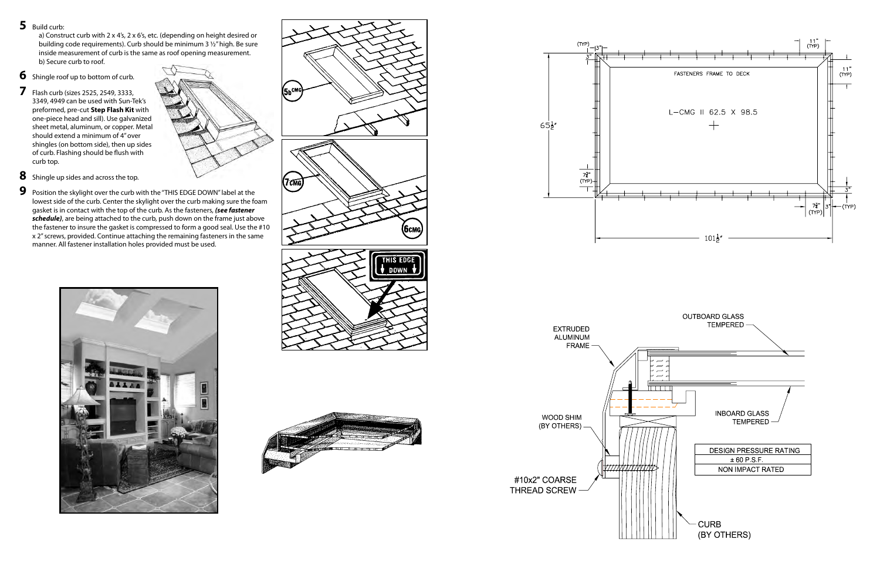**5** Build curb:

a) Construct curb with 2 x 4's, 2 x 6's, etc. (depending on height desired or building code requirements). Curb should be minimum 3 ½" high. Be sure inside measurement of curb is the same as roof opening measurement.

b) Secure curb to roof.

**6** Shingle roof up to bottom of curb.

**7** Flash curb (sizes 2525, 2549, 3333, 3349, 4949 can be used with Sun-Tek's preformed, pre-cut **Step Flash Kit** with one-piece head and sill). Use galvanized sheet metal, aluminum, or copper. Metal should extend a minimum of 4" over shingles (on bottom side), then up sides of curb. Flashing should be flush with curb top.

**8** Shingle up sides and across the top.

**9** Position the skylight over the curb with the "THIS EDGE DOWN" label at the lowest side of the curb. Center the skylight over the curb making sure the foam gasket is in contact with the top of the curb. As the fasteners, ***(see fastener schedule)***, are being attached to the frame just above the fastener to insure the gasket is compressed to form a good seal. Use the #10 x 2" screws, provided. Continue attaching the remaining fasteners in the same manner. All fastener installation holes provided must be used.

5b CMG

7 CMG

6 CMG

THIS EDGE DOWN

FASTENERS FRAME TO DECK

L–CMG II 62.5 X 98.5

(TYP) 3" 3"

11" (TYP)

11" (TYP)

$65\frac{1}{2}"$

$7\frac{3}{4}"$ (TYP)

3"

$7\frac{3}{4}"$ (TYP) 3" (TYP)

$101\frac{1}{2}"$

OUTBOARD GLASS TEMPERED

EXTRUDED ALUMINUM FRAME

WOOD SHIM (BY OTHERS)

INBOARD GLASS TEMPERED

#10x2" COARSE THREAD SCREW

CURB (BY OTHERS)

| DESIGN PRESSURE RATING |
|---|
| ± 60 P.S.F. |
| NON IMPACT RATED |